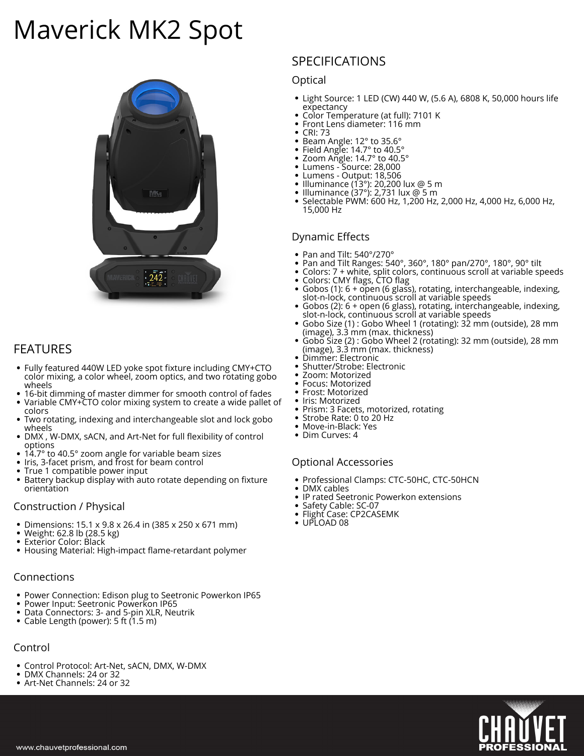# Maverick MK2 Spot

## FEATURES

- Fully featured 440W LED yoke spot fixture including CMY+CTO color mixing, a color wheel, zoom optics, and two rotating gobo wheels
- 16-bit dimming of master dimmer for smooth control of fades
- Variable CMY+CTO color mixing system to create a wide pallet of colors
- Two rotating, indexing and interchangeable slot and lock gobo wheels
- DMX , W-DMX, sACN, and Art-Net for full flexibility of control options
- 14.7° to 40.5° zoom angle for variable beam sizes
- Iris, 3-facet prism, and frost for beam control
- True 1 compatible power input
- Battery backup display with auto rotate depending on fixture orientation

### Construction / Physical

- Dimensions: 15.1 x 9.8 x 26.4 in (385 x 250 x 671 mm)
- Weight: 62.8 lb (28.5 kg)
- Exterior Color: Black
- Housing Material: High-impact flame-retardant polymer

### Connections

- Power Connection: Edison plug to Seetronic Powerkon IP65
- Power Input: Seetronic Powerkon IP65
- Data Connectors: 3- and 5-pin XLR, Neutrik
- Cable Length (power): 5 ft (1.5 m)

### Control

- Control Protocol: Art-Net, sACN, DMX, W-DMX
- DMX Channels: 24 or 32
- Art-Net Channels: 24 or 32

## SPECIFICATIONS

### Optical

- Light Source: 1 LED (CW) 440 W, (5.6 A), 6808 K, 50,000 hours life expectancy
- Color Temperature (at full): 7101 K
- Front Lens diameter: 116 mm
- CRI: 73
- Beam Angle: 12° to 35.6°
- Field Angle: 14.7° to 40.5°
- Zoom Angle: 14.7° to 40.5°
- Lumens - Source: 28,000
- Lumens - Output: 18,506
- Illuminance (13°): 20,200 lux @ 5 m
- Illuminance (37°): 2,731 lux @ 5 m
- Selectable PWM: 600 Hz, 1,200 Hz, 2,000 Hz, 4,000 Hz, 6,000 Hz, 15,000 Hz

### Dynamic Effects

- Pan and Tilt: 540°/270°
- Pan and Tilt Ranges: 540°, 360°, 180° pan/270°, 180°, 90° tilt
- Colors: 7 + white, split colors, continuous scroll at variable speeds
- Colors: CMY flags, CTO flag
- Gobos (1): 6 + open (6 glass), rotating, interchangeable, indexing, slot-n-lock, continuous scroll at variable speeds
- Gobos (2): 6 + open (6 glass), rotating, interchangeable, indexing, slot-n-lock, continuous scroll at variable speeds
- Gobo Size (1) : Gobo Wheel 1 (rotating): 32 mm (outside), 28 mm (image), 3.3 mm (max. thickness)
- Gobo Size (2) : Gobo Wheel 2 (rotating): 32 mm (outside), 28 mm (image), 3.3 mm (max. thickness)
- Dimmer: Electronic
- Shutter/Strobe: Electronic
- Zoom: Motorized
- Focus: Motorized
- Frost: Motorized
- Iris: Motorized
- Prism: 3 Facets, motorized, rotating
- Strobe Rate: 0 to 20 Hz
- Move-in-Black: Yes
- Dim Curves: 4

### Optional Accessories

- Professional Clamps: CTC-50HC, CTC-50HCN
- DMX cables
- IP rated Seetronic Powerkon extensions
- Safety Cable: SC-07
- Flight Case: CP2CASEMK
- UPLOAD 08

www.chauvetprofessional.com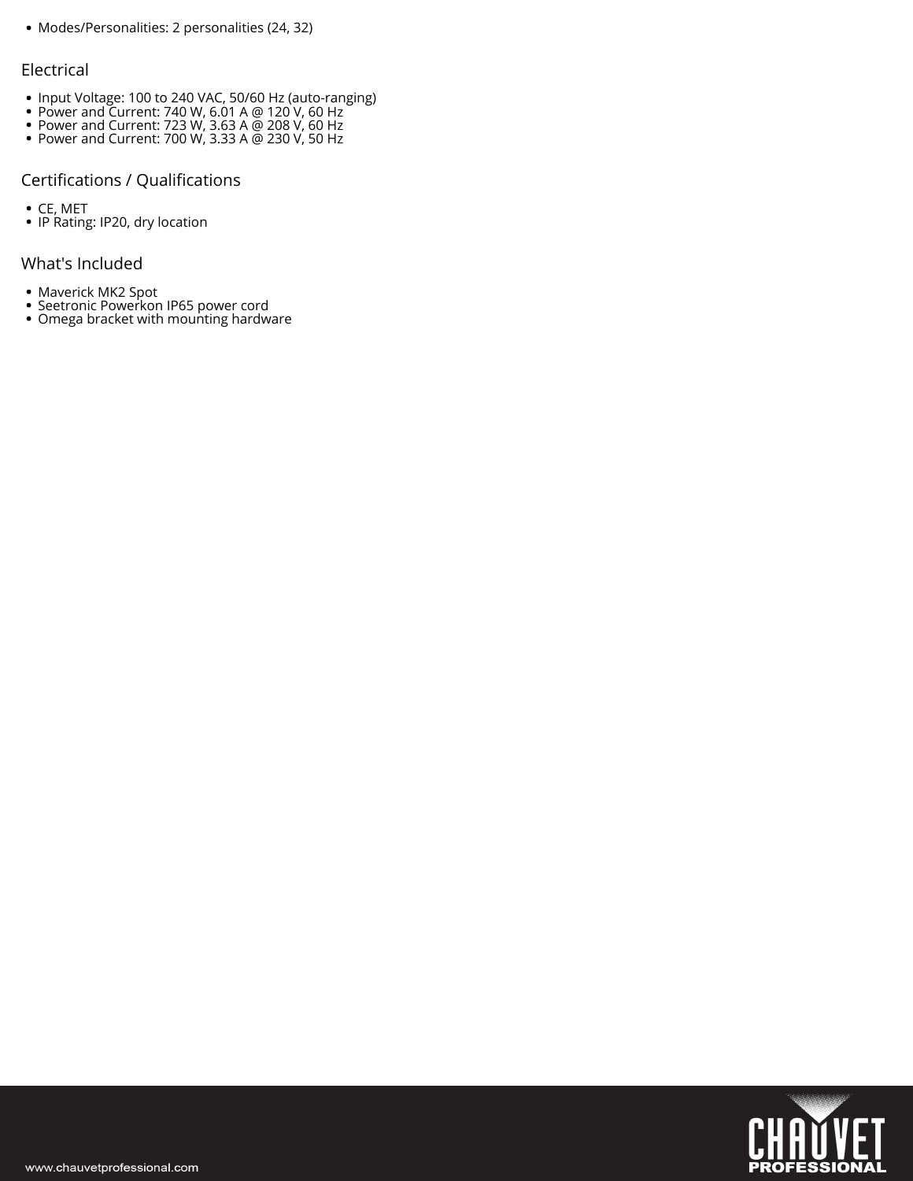- Modes/Personalities: 2 personalities (24, 32)

## Electrical

- Input Voltage: 100 to 240 VAC, 50/60 Hz (auto-ranging)
- Power and Current: 740 W, 6.01 A @ 120 V, 60 Hz
- Power and Current: 723 W, 3.63 A @ 208 V, 60 Hz
- Power and Current: 700 W, 3.33 A @ 230 V, 50 Hz

## Certifications / Qualifications

- CE, MET
- IP Rating: IP20, dry location

## What's Included

- Maverick MK2 Spot
- Seetronic Powerkon IP65 power cord
- Omega bracket with mounting hardware